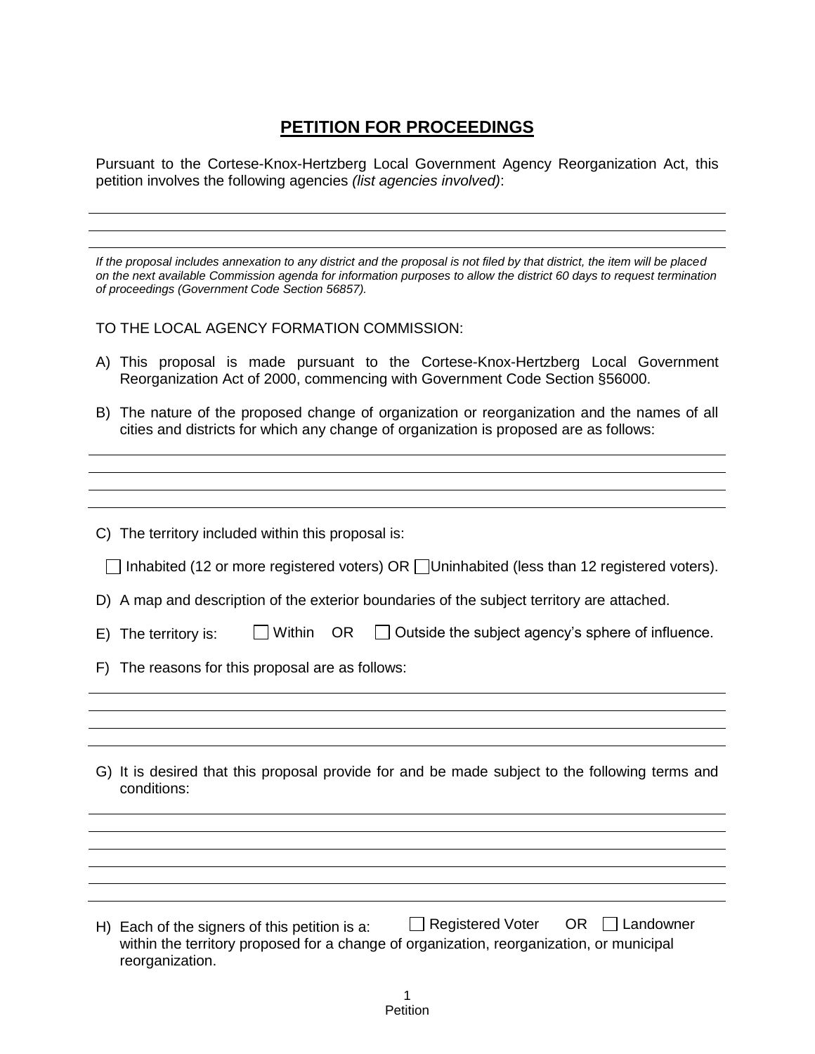# PETITION FOR PROCEEDINGS

Pursuant to the Cortese-Knox-Hertzberg Local Government Agency Reorganization Act, this petition involves the following agencies *(list agencies involved)*:

___

___

___

*If the proposal includes annexation to any district and the proposal is not filed by that district, the item will be placed on the next available Commission agenda for information purposes to allow the district 60 days to request termination of proceedings (Government Code Section 56857).*

TO THE LOCAL AGENCY FORMATION COMMISSION:

A) This proposal is made pursuant to the Cortese-Knox-Hertzberg Local Government Reorganization Act of 2000, commencing with Government Code Section §56000.

B) The nature of the proposed change of organization or reorganization and the names of all cities and districts for which any change of organization is proposed are as follows:

___

___

___

___

C) The territory included within this proposal is:

☐ Inhabited (12 or more registered voters) OR ☐ Uninhabited (less than 12 registered voters).

D) A map and description of the exterior boundaries of the subject territory are attached.

E) The territory is: ☐ Within OR ☐ Outside the subject agency's sphere of influence.

F) The reasons for this proposal are as follows:

___

___

___

___

G) It is desired that this proposal provide for and be made subject to the following terms and conditions:

___

___

___

___

___

___

H) Each of the signers of this petition is a: ☐ Registered Voter OR ☐ Landowner within the territory proposed for a change of organization, reorganization, or municipal reorganization.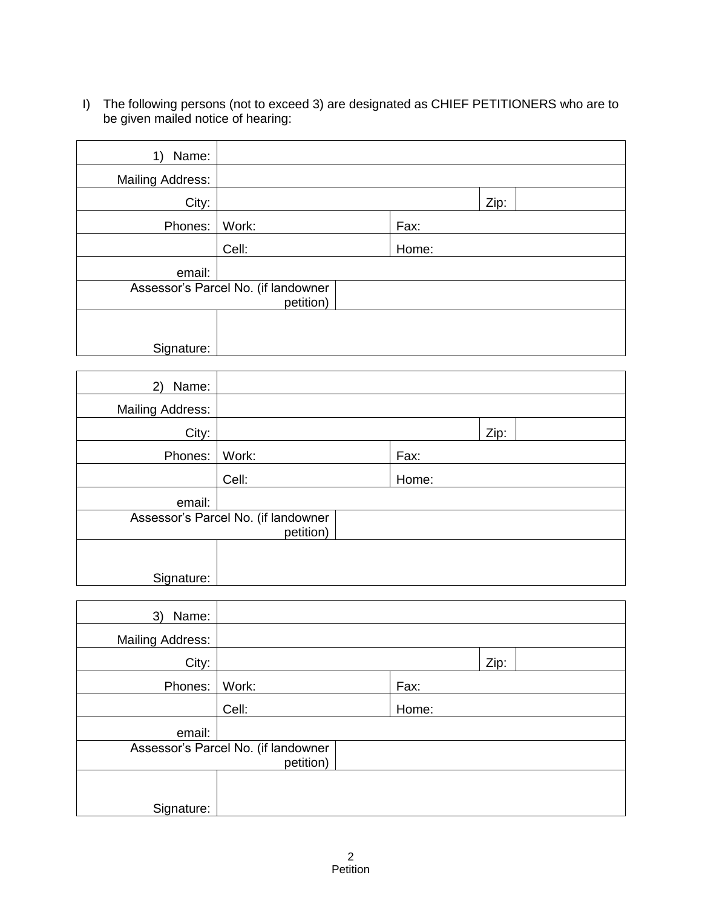I) The following persons (not to exceed 3) are designated as CHIEF PETITIONERS who are to be given mailed notice of hearing:

| 1) Name: | | | |
|---|---|---|---|
| Mailing Address: | | | |
| City: | | Zip: | |
| Phones: | Work: | Fax: | |
| | Cell: | Home: | |
| email: | | | |
| Assessor's Parcel No. (if landowner petition) | | | |
| Signature: | | | |

| 2) Name: | | | |
|---|---|---|---|
| Mailing Address: | | | |
| City: | | Zip: | |
| Phones: | Work: | Fax: | |
| | Cell: | Home: | |
| email: | | | |
| Assessor's Parcel No. (if landowner petition) | | | |
| Signature: | | | |

| 3) Name: | | | |
|---|---|---|---|
| Mailing Address: | | | |
| City: | | Zip: | |
| Phones: | Work: | Fax: | |
| | Cell: | Home: | |
| email: | | | |
| Assessor's Parcel No. (if landowner petition) | | | |
| Signature: | | | |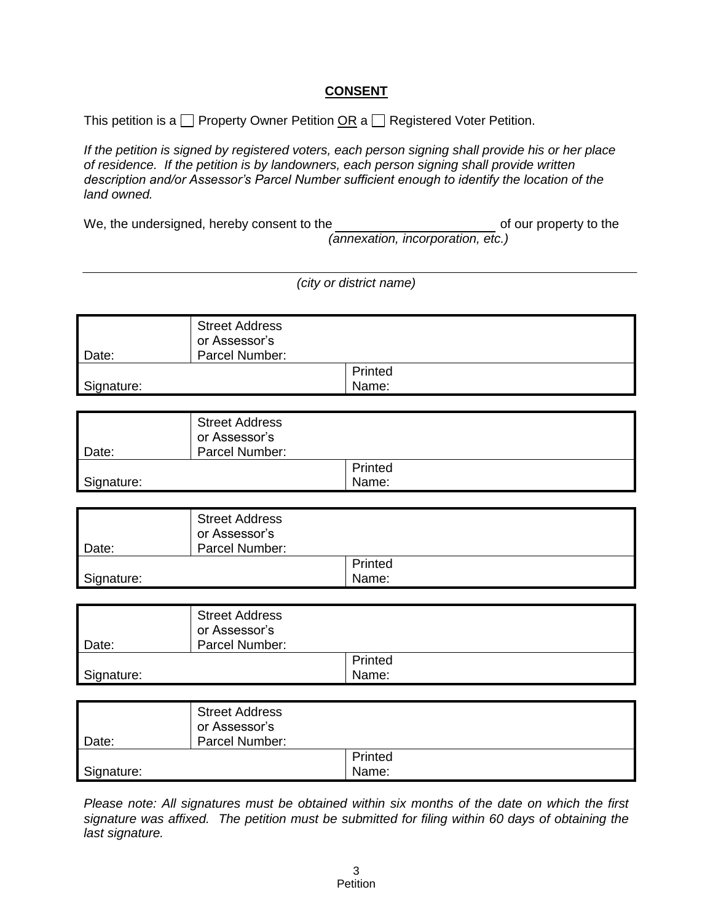## **CONSENT**

This petition is a ☐ Property Owner Petition OR a ☐ Registered Voter Petition.

*If the petition is signed by registered voters, each person signing shall provide his or her place of residence. If the petition is by landowners, each person signing shall provide written description and/or Assessor's Parcel Number sufficient enough to identify the location of the land owned.*

We, the undersigned, hereby consent to the ______________________ of our property to the
*(annexation, incorporation, etc.)*

______________________________________________________________________
*(city or district name)*

| | | |
|---|---|---|
| Date: | Street Address or Assessor's Parcel Number: | |
| Signature: | | Printed Name: |

| | | |
|---|---|---|
| Date: | Street Address or Assessor's Parcel Number: | |
| Signature: | | Printed Name: |

| | | |
|---|---|---|
| Date: | Street Address or Assessor's Parcel Number: | |
| Signature: | | Printed Name: |

| | | |
|---|---|---|
| Date: | Street Address or Assessor's Parcel Number: | |
| Signature: | | Printed Name: |

| | | |
|---|---|---|
| Date: | Street Address or Assessor's Parcel Number: | |
| Signature: | | Printed Name: |

*Please note: All signatures must be obtained within six months of the date on which the first signature was affixed. The petition must be submitted for filing within 60 days of obtaining the last signature.*